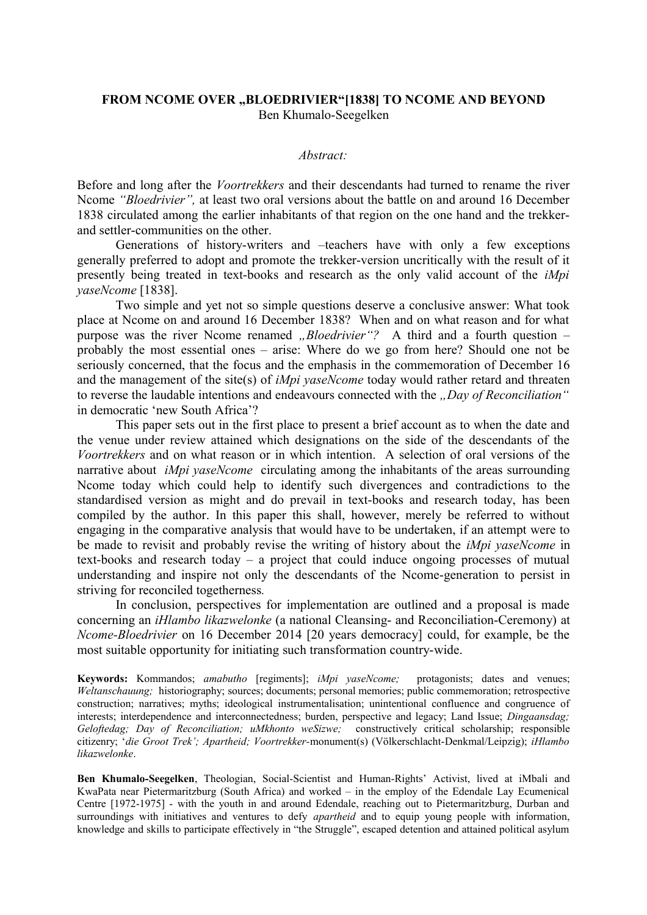**FROM NCOME OVER „BLOEDRIVIER“[1838] TO NCOME AND BEYOND**
Ben Khumalo-Seegelken

*Abstract:*

Before and long after the *Voortrekkers* and their descendants had turned to rename the river Ncome *“Bloedrivier”,* at least two oral versions about the battle on and around 16 December 1838 circulated among the earlier inhabitants of that region on the one hand and the trekker- and settler-communities on the other.

Generations of history-writers and –teachers have with only a few exceptions generally preferred to adopt and promote the trekker-version uncritically with the result of it presently being treated in text-books and research as the only valid account of the *iMpi yaseNcome* [1838].

Two simple and yet not so simple questions deserve a conclusive answer: What took place at Ncome on and around 16 December 1838? When and on what reason and for what purpose was the river Ncome renamed *„Bloedrivier“?* A third and a fourth question – probably the most essential ones – arise: Where do we go from here? Should one not be seriously concerned, that the focus and the emphasis in the commemoration of December 16 and the management of the site(s) of *iMpi yaseNcome* today would rather retard and threaten to reverse the laudable intentions and endeavours connected with the *„Day of Reconciliation“* in democratic ‘new South Africa’?

This paper sets out in the first place to present a brief account as to when the date and the venue under review attained which designations on the side of the descendants of the *Voortrekkers* and on what reason or in which intention. A selection of oral versions of the narrative about *iMpi yaseNcome* circulating among the inhabitants of the areas surrounding Ncome today which could help to identify such divergences and contradictions to the standardised version as might and do prevail in text-books and research today, has been compiled by the author. In this paper this shall, however, merely be referred to without engaging in the comparative analysis that would have to be undertaken, if an attempt were to be made to revisit and probably revise the writing of history about the *iMpi yaseNcome* in text-books and research today – a project that could induce ongoing processes of mutual understanding and inspire not only the descendants of the Ncome-generation to persist in striving for reconciled togetherness.

In conclusion, perspectives for implementation are outlined and a proposal is made concerning an *iHlambo likazwelonke* (a national Cleansing- and Reconciliation-Ceremony) at *Ncome-Bloedrivier* on 16 December 2014 [20 years democracy] could, for example, be the most suitable opportunity for initiating such transformation country-wide.

**Keywords:** Kommandos; *amabutho* [regiments]; *iMpi yaseNcome;* protagonists; dates and venues; *Weltanschauung;* historiography; sources; documents; personal memories; public commemoration; retrospective construction; narratives; myths; ideological instrumentalisation; unintentional confluence and congruence of interests; interdependence and interconnectedness; burden, perspective and legacy; Land Issue; *Dingaansdag; Geloftedag; Day of Reconciliation; uMkhonto weSizwe;* constructively critical scholarship; responsible citizenry; ‘*die Groot Trek’; Apartheid; Voortrekker*-monument(s) (Völkerschlacht-Denkmal/Leipzig); *iHlambo likazwelonke*.

**Ben Khumalo-Seegelken**, Theologian, Social-Scientist and Human-Rights’ Activist, lived at iMbali and KwaPata near Pietermaritzburg (South Africa) and worked – in the employ of the Edendale Lay Ecumenical Centre [1972-1975] - with the youth in and around Edendale, reaching out to Pietermaritzburg, Durban and surroundings with initiatives and ventures to defy *apartheid* and to equip young people with information, knowledge and skills to participate effectively in “the Struggle”, escaped detention and attained political asylum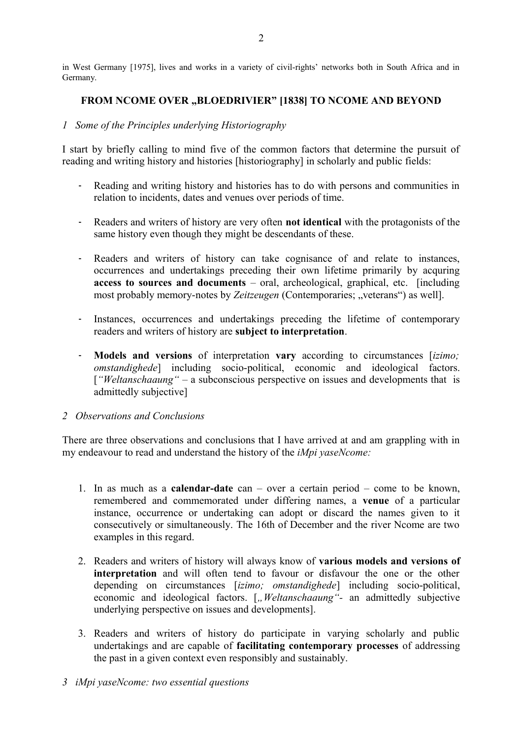in West Germany [1975], lives and works in a variety of civil-rights' networks both in South Africa and in Germany.

## FROM NCOME OVER „BLOEDRIVIER" [1838] TO NCOME AND BEYOND

### *1 Some of the Principles underlying Historiography*

I start by briefly calling to mind five of the common factors that determine the pursuit of reading and writing history and histories [historiography] in scholarly and public fields:

- Reading and writing history and histories has to do with persons and communities in relation to incidents, dates and venues over periods of time.
- Readers and writers of history are very often **not identical** with the protagonists of the same history even though they might be descendants of these.
- Readers and writers of history can take cognisance of and relate to instances, occurrences and undertakings preceding their own lifetime primarily by acquring **access to sources and documents** – oral, archeological, graphical, etc. [including most probably memory-notes by *Zeitzeugen* (Contemporaries; „veterans") as well].
- Instances, occurrences and undertakings preceding the lifetime of contemporary readers and writers of history are **subject to interpretation**.
- **Models and versions** of interpretation **vary** according to circumstances [*izimo; omstandighede*] including socio-political, economic and ideological factors. [*"Weltanschaaung"* – a subconscious perspective on issues and developments that is admittedly subjective]

### *2 Observations and Conclusions*

There are three observations and conclusions that I have arrived at and am grappling with in my endeavour to read and understand the history of the *iMpi yaseNcome:*

1. In as much as a **calendar-date** can – over a certain period – come to be known, remembered and commemorated under differing names, a **venue** of a particular instance, occurrence or undertaking can adopt or discard the names given to it consecutively or simultaneously. The 16th of December and the river Ncome are two examples in this regard.
2. Readers and writers of history will always know of **various models and versions of interpretation** and will often tend to favour or disfavour the one or the other depending on circumstances [*izimo; omstandighede*] including socio-political, economic and ideological factors. [*„Weltanschaaung"*- an admittedly subjective underlying perspective on issues and developments].
3. Readers and writers of history do participate in varying scholarly and public undertakings and are capable of **facilitating contemporary processes** of addressing the past in a given context even responsibly and sustainably.

### *3 iMpi yaseNcome: two essential questions*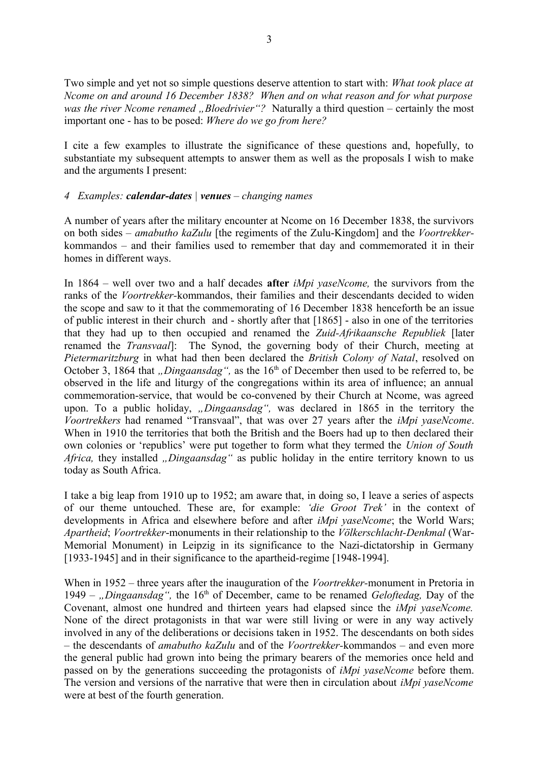Two simple and yet not so simple questions deserve attention to start with: *What took place at Ncome on and around 16 December 1838? When and on what reason and for what purpose was the river Ncome renamed „Bloedrivier"?* Naturally a third question – certainly the most important one - has to be posed: *Where do we go from here?*

I cite a few examples to illustrate the significance of these questions and, hopefully, to substantiate my subsequent attempts to answer them as well as the proposals I wish to make and the arguments I present:

### *4 Examples: **calendar-dates** | **venues** – changing names*

A number of years after the military encounter at Ncome on 16 December 1838, the survivors on both sides – *amabutho kaZulu* [the regiments of the Zulu-Kingdom] and the *Voortrekker*-kommandos – and their families used to remember that day and commemorated it in their homes in different ways.

In 1864 – well over two and a half decades **after** *iMpi yaseNcome,* the survivors from the ranks of the *Voortrekker*-kommandos, their families and their descendants decided to widen the scope and saw to it that the commemorating of 16 December 1838 henceforth be an issue of public interest in their church and - shortly after that [1865] - also in one of the territories that they had up to then occupied and renamed the *Zuid-Afrikaansche Republiek* [later renamed the *Transvaal*]: The Synod, the governing body of their Church, meeting at *Pietermaritzburg* in what had then been declared the *British Colony of Natal*, resolved on October 3, 1864 that *„Dingaansdag",* as the 16th of December then used to be referred to, be observed in the life and liturgy of the congregations within its area of influence; an annual commemoration-service, that would be co-convened by their Church at Ncome, was agreed upon. To a public holiday, *„Dingaansdag",* was declared in 1865 in the territory the *Voortrekkers* had renamed "Transvaal", that was over 27 years after the *iMpi yaseNcome*. When in 1910 the territories that both the British and the Boers had up to then declared their own colonies or 'republics' were put together to form what they termed the *Union of South Africa,* they installed *„Dingaansdag"* as public holiday in the entire territory known to us today as South Africa.

I take a big leap from 1910 up to 1952; am aware that, in doing so, I leave a series of aspects of our theme untouched. These are, for example: *'die Groot Trek'* in the context of developments in Africa and elsewhere before and after *iMpi yaseNcome*; the World Wars; *Apartheid*; *Voortrekker*-monuments in their relationship to the *Völkerschlacht-Denkmal* (War-Memorial Monument) in Leipzig in its significance to the Nazi-dictatorship in Germany [1933-1945] and in their significance to the apartheid-regime [1948-1994].

When in 1952 – three years after the inauguration of the *Voortrekker*-monument in Pretoria in 1949 – *„Dingaansdag",* the 16th of December, came to be renamed *Geloftedag,* Day of the Covenant, almost one hundred and thirteen years had elapsed since the *iMpi yaseNcome.* None of the direct protagonists in that war were still living or were in any way actively involved in any of the deliberations or decisions taken in 1952. The descendants on both sides – the descendants of *amabutho kaZulu* and of the *Voortrekker*-kommandos – and even more the general public had grown into being the primary bearers of the memories once held and passed on by the generations succeeding the protagonists of *iMpi yaseNcome* before them. The version and versions of the narrative that were then in circulation about *iMpi yaseNcome* were at best of the fourth generation.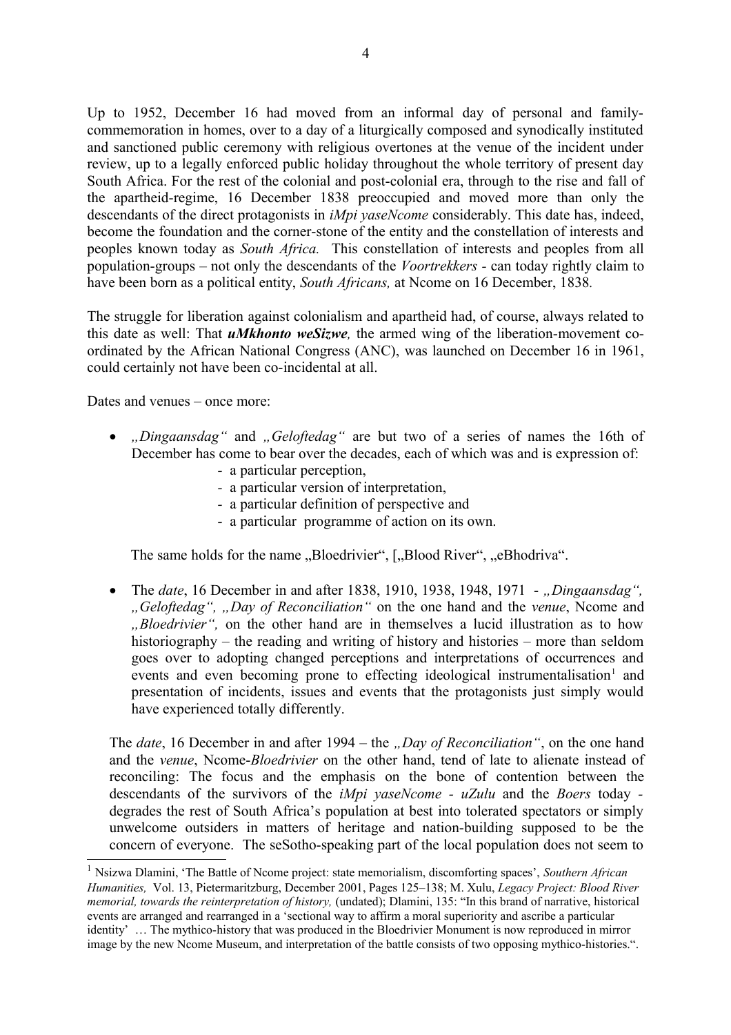Up to 1952, December 16 had moved from an informal day of personal and family-commemoration in homes, over to a day of a liturgically composed and synodically instituted and sanctioned public ceremony with religious overtones at the venue of the incident under review, up to a legally enforced public holiday throughout the whole territory of present day South Africa. For the rest of the colonial and post-colonial era, through to the rise and fall of the apartheid-regime, 16 December 1838 preoccupied and moved more than only the descendants of the direct protagonists in *iMpi yaseNcome* considerably. This date has, indeed, become the foundation and the corner-stone of the entity and the constellation of interests and peoples known today as *South Africa.* This constellation of interests and peoples from all population-groups – not only the descendants of the *Voortrekkers* - can today rightly claim to have been born as a political entity, *South Africans,* at Ncome on 16 December, 1838.

The struggle for liberation against colonialism and apartheid had, of course, always related to this date as well: That ***uMkhonto weSizwe,*** the armed wing of the liberation-movement co-ordinated by the African National Congress (ANC), was launched on December 16 in 1961, could certainly not have been co-incidental at all.

Dates and venues – once more:

- *„Dingaansdag"* and *„Geloftedag"* are but two of a series of names the 16th of December has come to bear over the decades, each of which was and is expression of:
  - a particular perception,
  - a particular version of interpretation,
  - a particular definition of perspective and
  - a particular programme of action on its own.

  The same holds for the name „Bloedrivier", [„Blood River", „eBhodriva".

- The *date*, 16 December in and after 1838, 1910, 1938, 1948, 1971 - *„Dingaansdag", „Geloftedag", „Day of Reconciliation"* on the one hand and the *venue*, Ncome and *„Bloedrivier",* on the other hand are in themselves a lucid illustration as to how historiography – the reading and writing of history and histories – more than seldom goes over to adopting changed perceptions and interpretations of occurrences and events and even becoming prone to effecting ideological instrumentalisation[1] and presentation of incidents, issues and events that the protagonists just simply would have experienced totally differently.

  The *date*, 16 December in and after 1994 – the *„Day of Reconciliation"*, on the one hand and the *venue*, Ncome-*Bloedrivier* on the other hand, tend of late to alienate instead of reconciling: The focus and the emphasis on the bone of contention between the descendants of the survivors of the *iMpi yaseNcome* - *uZulu* and the *Boers* today - degrades the rest of South Africa's population at best into tolerated spectators or simply unwelcome outsiders in matters of heritage and nation-building supposed to be the concern of everyone. The seSotho-speaking part of the local population does not seem to

---

[1] Nsizwa Dlamini, 'The Battle of Ncome project: state memorialism, discomforting spaces', *Southern African Humanities,* Vol. 13, Pietermaritzburg, December 2001, Pages 125–138; M. Xulu, *Legacy Project: Blood River memorial, towards the reinterpretation of history,* (undated); Dlamini, 135: "In this brand of narrative, historical events are arranged and rearranged in a 'sectional way to affirm a moral superiority and ascribe a particular identity' … The mythico-history that was produced in the Bloedrivier Monument is now reproduced in mirror image by the new Ncome Museum, and interpretation of the battle consists of two opposing mythico-histories.".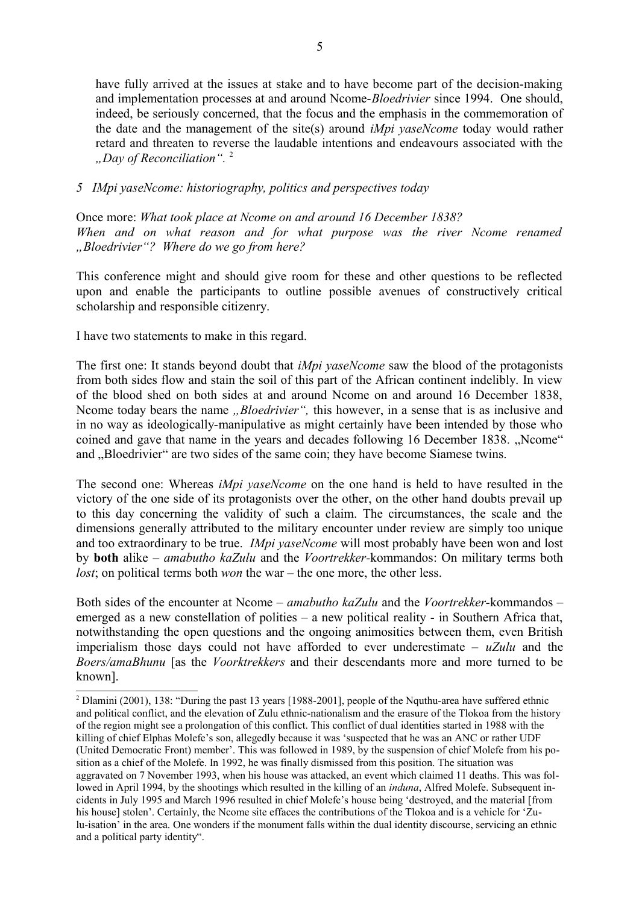have fully arrived at the issues at stake and to have become part of the decision-making and implementation processes at and around Ncome-*Bloedrivier* since 1994. One should, indeed, be seriously concerned, that the focus and the emphasis in the commemoration of the date and the management of the site(s) around *iMpi yaseNcome* today would rather retard and threaten to reverse the laudable intentions and endeavours associated with the *„Day of Reconciliation“.* [2]

*5 IMpi yaseNcome: historiography, politics and perspectives today*

Once more: *What took place at Ncome on and around 16 December 1838?*
*When and on what reason and for what purpose was the river Ncome renamed „Bloedrivier“? Where do we go from here?*

This conference might and should give room for these and other questions to be reflected upon and enable the participants to outline possible avenues of constructively critical scholarship and responsible citizenry.

I have two statements to make in this regard.

The first one: It stands beyond doubt that *iMpi yaseNcome* saw the blood of the protagonists from both sides flow and stain the soil of this part of the African continent indelibly. In view of the blood shed on both sides at and around Ncome on and around 16 December 1838, Ncome today bears the name *„Bloedrivier“,* this however, in a sense that is as inclusive and in no way as ideologically-manipulative as might certainly have been intended by those who coined and gave that name in the years and decades following 16 December 1838. „Ncome“ and „Bloedrivier“ are two sides of the same coin; they have become Siamese twins.

The second one: Whereas *iMpi yaseNcome* on the one hand is held to have resulted in the victory of the one side of its protagonists over the other, on the other hand doubts prevail up to this day concerning the validity of such a claim. The circumstances, the scale and the dimensions generally attributed to the military encounter under review are simply too unique and too extraordinary to be true. *IMpi yaseNcome* will most probably have been won and lost by **both** alike – *amabutho kaZulu* and the *Voortrekker*-kommandos: On military terms both *lost*; on political terms both *won* the war – the one more, the other less.

Both sides of the encounter at Ncome – *amabutho kaZulu* and the *Voortrekker*-kommandos – emerged as a new constellation of polities – a new political reality - in Southern Africa that, notwithstanding the open questions and the ongoing animosities between them, even British imperialism those days could not have afforded to ever underestimate – *uZulu* and the *Boers/amaBhunu* [as the *Voorktrekkers* and their descendants more and more turned to be known].

---

[2] Dlamini (2001), 138: "During the past 13 years [1988-2001], people of the Nquthu-area have suffered ethnic and political conflict, and the elevation of Zulu ethnic-nationalism and the erasure of the Tlokoa from the history of the region might see a prolongation of this conflict. This conflict of dual identities started in 1988 with the killing of chief Elphas Molefe's son, allegedly because it was 'suspected that he was an ANC or rather UDF (United Democratic Front) member'. This was followed in 1989, by the suspension of chief Molefe from his position as a chief of the Molefe. In 1992, he was finally dismissed from this position. The situation was aggravated on 7 November 1993, when his house was attacked, an event which claimed 11 deaths. This was followed in April 1994, by the shootings which resulted in the killing of an *induna*, Alfred Molefe. Subsequent incidents in July 1995 and March 1996 resulted in chief Molefe's house being 'destroyed, and the material [from his house] stolen'. Certainly, the Ncome site effaces the contributions of the Tlokoa and is a vehicle for 'Zulu-isation' in the area. One wonders if the monument falls within the dual identity discourse, servicing an ethnic and a political party identity".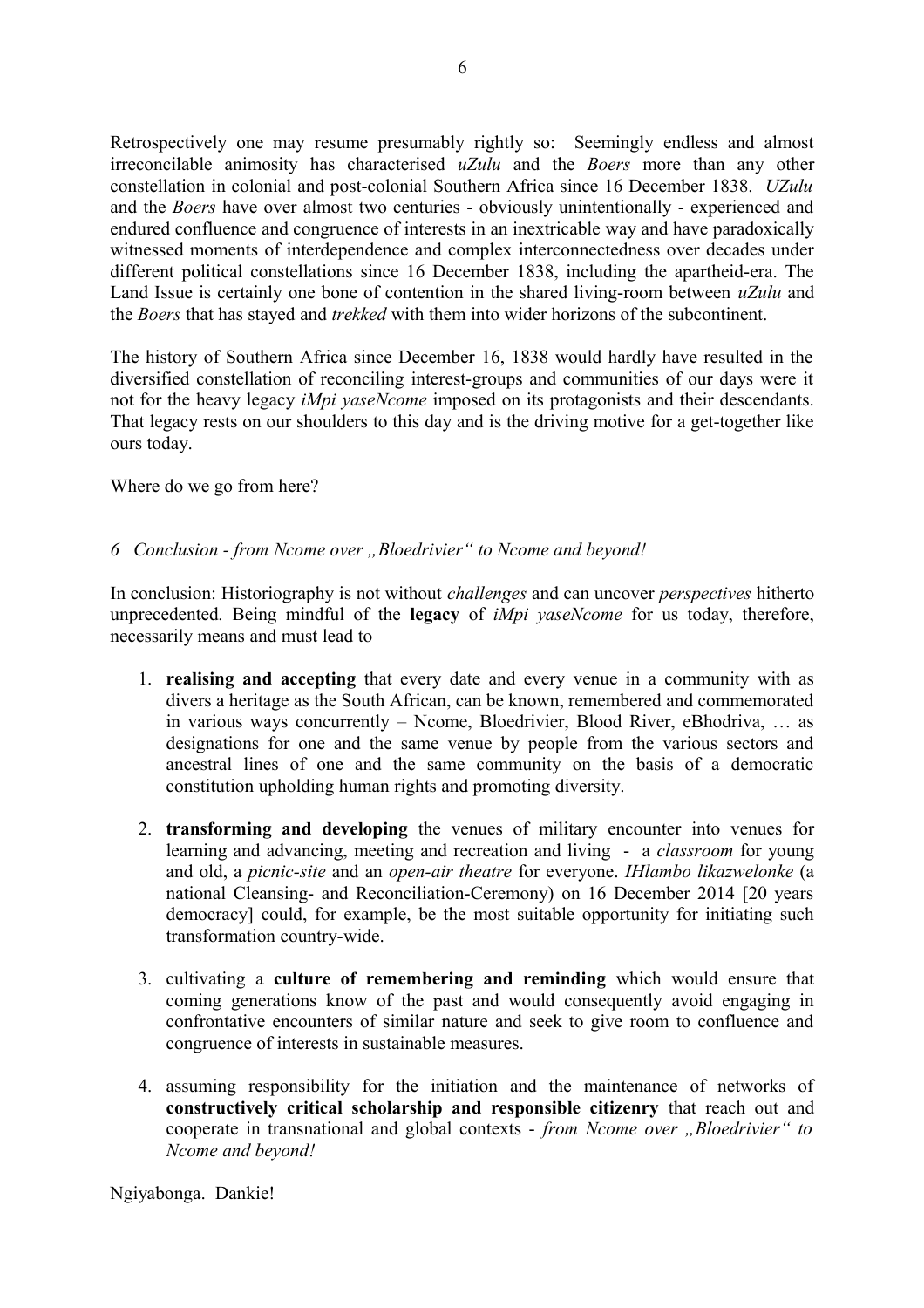Retrospectively one may resume presumably rightly so: Seemingly endless and almost irreconcilable animosity has characterised *uZulu* and the *Boers* more than any other constellation in colonial and post-colonial Southern Africa since 16 December 1838. *UZulu* and the *Boers* have over almost two centuries - obviously unintentionally - experienced and endured confluence and congruence of interests in an inextricable way and have paradoxically witnessed moments of interdependence and complex interconnectedness over decades under different political constellations since 16 December 1838, including the apartheid-era. The Land Issue is certainly one bone of contention in the shared living-room between *uZulu* and the *Boers* that has stayed and *trekked* with them into wider horizons of the subcontinent.

The history of Southern Africa since December 16, 1838 would hardly have resulted in the diversified constellation of reconciling interest-groups and communities of our days were it not for the heavy legacy *iMpi yaseNcome* imposed on its protagonists and their descendants. That legacy rests on our shoulders to this day and is the driving motive for a get-together like ours today.

Where do we go from here?

## *6 Conclusion - from Ncome over „Bloedrivier" to Ncome and beyond!*

In conclusion: Historiography is not without *challenges* and can uncover *perspectives* hitherto unprecedented. Being mindful of the **legacy** of *iMpi yaseNcome* for us today, therefore, necessarily means and must lead to

1. **realising and accepting** that every date and every venue in a community with as divers a heritage as the South African, can be known, remembered and commemorated in various ways concurrently – Ncome, Bloedrivier, Blood River, eBhodriva, … as designations for one and the same venue by people from the various sectors and ancestral lines of one and the same community on the basis of a democratic constitution upholding human rights and promoting diversity.

2. **transforming and developing** the venues of military encounter into venues for learning and advancing, meeting and recreation and living - a *classroom* for young and old, a *picnic-site* and an *open-air theatre* for everyone. *IHlambo likazwelonke* (a national Cleansing- and Reconciliation-Ceremony) on 16 December 2014 [20 years democracy] could, for example, be the most suitable opportunity for initiating such transformation country-wide.

3. cultivating a **culture of remembering and reminding** which would ensure that coming generations know of the past and would consequently avoid engaging in confrontative encounters of similar nature and seek to give room to confluence and congruence of interests in sustainable measures.

4. assuming responsibility for the initiation and the maintenance of networks of **constructively critical scholarship and responsible citizenry** that reach out and cooperate in transnational and global contexts - *from Ncome over „Bloedrivier" to Ncome and beyond!*

Ngiyabonga. Dankie!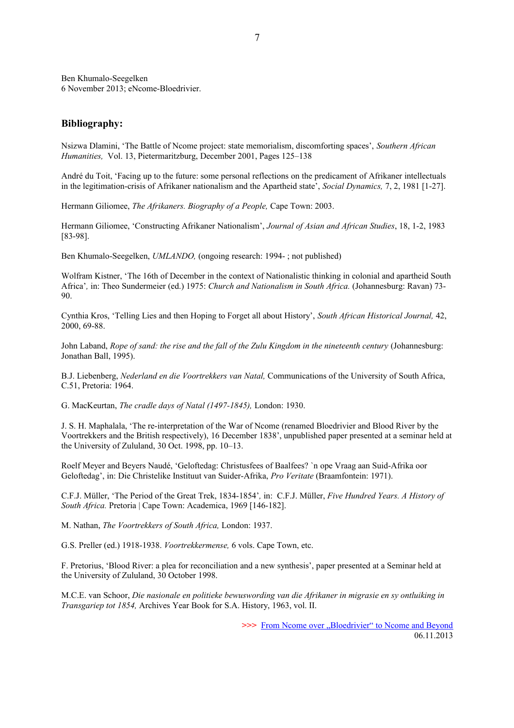Ben Khumalo-Seegelken
6 November 2013; eNcome-Bloedrivier.

## Bibliography:

Nsizwa Dlamini, 'The Battle of Ncome project: state memorialism, discomforting spaces', *Southern African Humanities,* Vol. 13, Pietermaritzburg, December 2001, Pages 125–138

André du Toit, 'Facing up to the future: some personal reflections on the predicament of Afrikaner intellectuals in the legitimation-crisis of Afrikaner nationalism and the Apartheid state', *Social Dynamics,* 7, 2, 1981 [1-27].

Hermann Giliomee, *The Afrikaners. Biography of a People,* Cape Town: 2003.

Hermann Giliomee, 'Constructing Afrikaner Nationalism', *Journal of Asian and African Studies*, 18, 1-2, 1983 [83-98].

Ben Khumalo-Seegelken, *UMLANDO,* (ongoing research: 1994- ; not published)

Wolfram Kistner, 'The 16th of December in the context of Nationalistic thinking in colonial and apartheid South Africa', in: Theo Sundermeier (ed.) 1975: *Church and Nationalism in South Africa.* (Johannesburg: Ravan) 73-90.

Cynthia Kros, 'Telling Lies and then Hoping to Forget all about History', *South African Historical Journal,* 42, 2000, 69-88.

John Laband, *Rope of sand: the rise and the fall of the Zulu Kingdom in the nineteenth century* (Johannesburg: Jonathan Ball, 1995).

B.J. Liebenberg, *Nederland en die Voortrekkers van Natal,* Communications of the University of South Africa, C.51, Pretoria: 1964.

G. MacKeurtan, *The cradle days of Natal (1497-1845),* London: 1930.

J. S. H. Maphalala, 'The re-interpretation of the War of Ncome (renamed Bloedrivier and Blood River by the Voortrekkers and the British respectively), 16 December 1838', unpublished paper presented at a seminar held at the University of Zululand, 30 Oct. 1998, pp. 10–13.

Roelf Meyer and Beyers Naudé, 'Geloftedag: Christusfees of Baalfees? `n ope Vraag aan Suid-Afrika oor Geloftedag', in: Die Christelike Instituut van Suider-Afrika, *Pro Veritate* (Braamfontein: 1971).

C.F.J. Müller, 'The Period of the Great Trek, 1834-1854', in: C.F.J. Müller, *Five Hundred Years. A History of South Africa.* Pretoria | Cape Town: Academica, 1969 [146-182].

M. Nathan, *The Voortrekkers of South Africa,* London: 1937.

G.S. Preller (ed.) 1918-1938. *Voortrekkermense,* 6 vols. Cape Town, etc.

F. Pretorius, 'Blood River: a plea for reconciliation and a new synthesis', paper presented at a Seminar held at the University of Zululand, 30 October 1998.

M.C.E. van Schoor, *Die nasionale en politieke bewuswording van die Afrikaner in migrasie en sy ontluiking in Transgariep tot 1854,* Archives Year Book for S.A. History, 1963, vol. II.

>>> From Ncome over „Bloedrivier" to Ncome and Beyond
06.11.2013